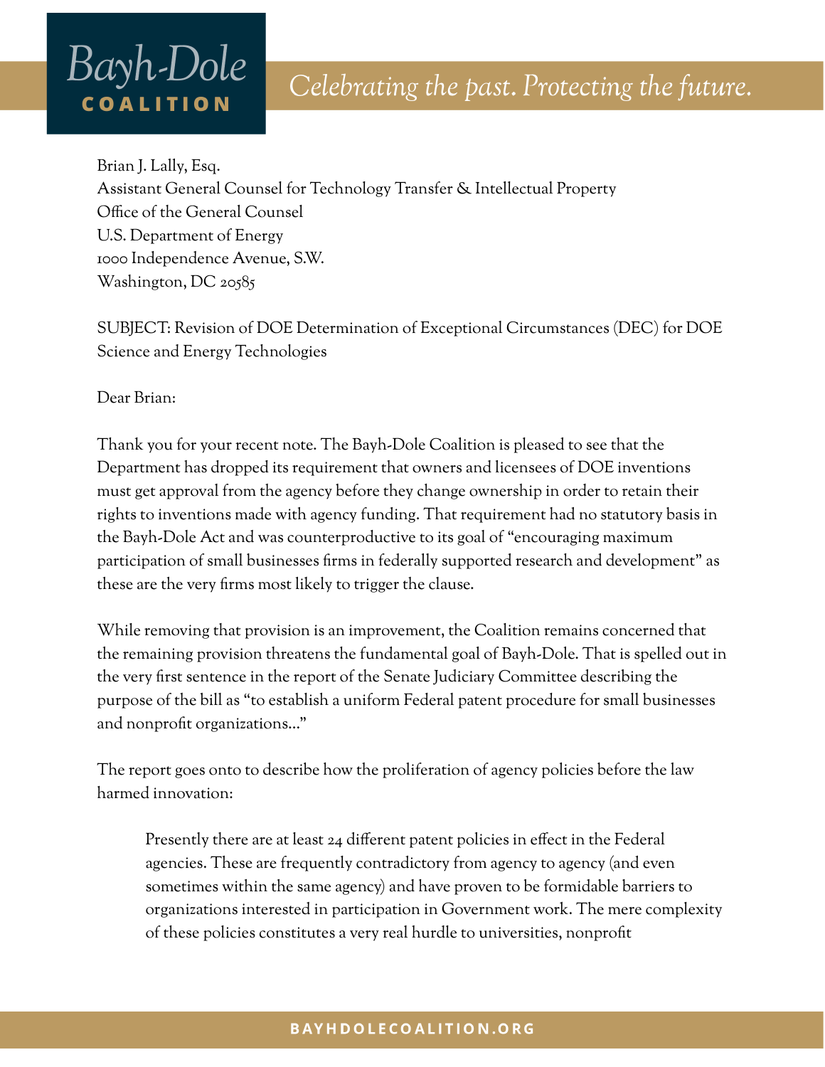Brian J. Lally, Esq.
Assistant General Counsel for Technology Transfer & Intellectual Property
Office of the General Counsel
U.S. Department of Energy
1000 Independence Avenue, S.W.
Washington, DC 20585

SUBJECT: Revision of DOE Determination of Exceptional Circumstances (DEC) for DOE Science and Energy Technologies

Dear Brian:

Thank you for your recent note. The Bayh-Dole Coalition is pleased to see that the Department has dropped its requirement that owners and licensees of DOE inventions must get approval from the agency before they change ownership in order to retain their rights to inventions made with agency funding. That requirement had no statutory basis in the Bayh-Dole Act and was counterproductive to its goal of "encouraging maximum participation of small businesses firms in federally supported research and development" as these are the very firms most likely to trigger the clause.

While removing that provision is an improvement, the Coalition remains concerned that the remaining provision threatens the fundamental goal of Bayh-Dole. That is spelled out in the very first sentence in the report of the Senate Judiciary Committee describing the purpose of the bill as "to establish a uniform Federal patent procedure for small businesses and nonprofit organizations…"

The report goes onto to describe how the proliferation of agency policies before the law harmed innovation:

> Presently there are at least 24 different patent policies in effect in the Federal agencies. These are frequently contradictory from agency to agency (and even sometimes within the same agency) and have proven to be formidable barriers to organizations interested in participation in Government work. The mere complexity of these policies constitutes a very real hurdle to universities, nonprofit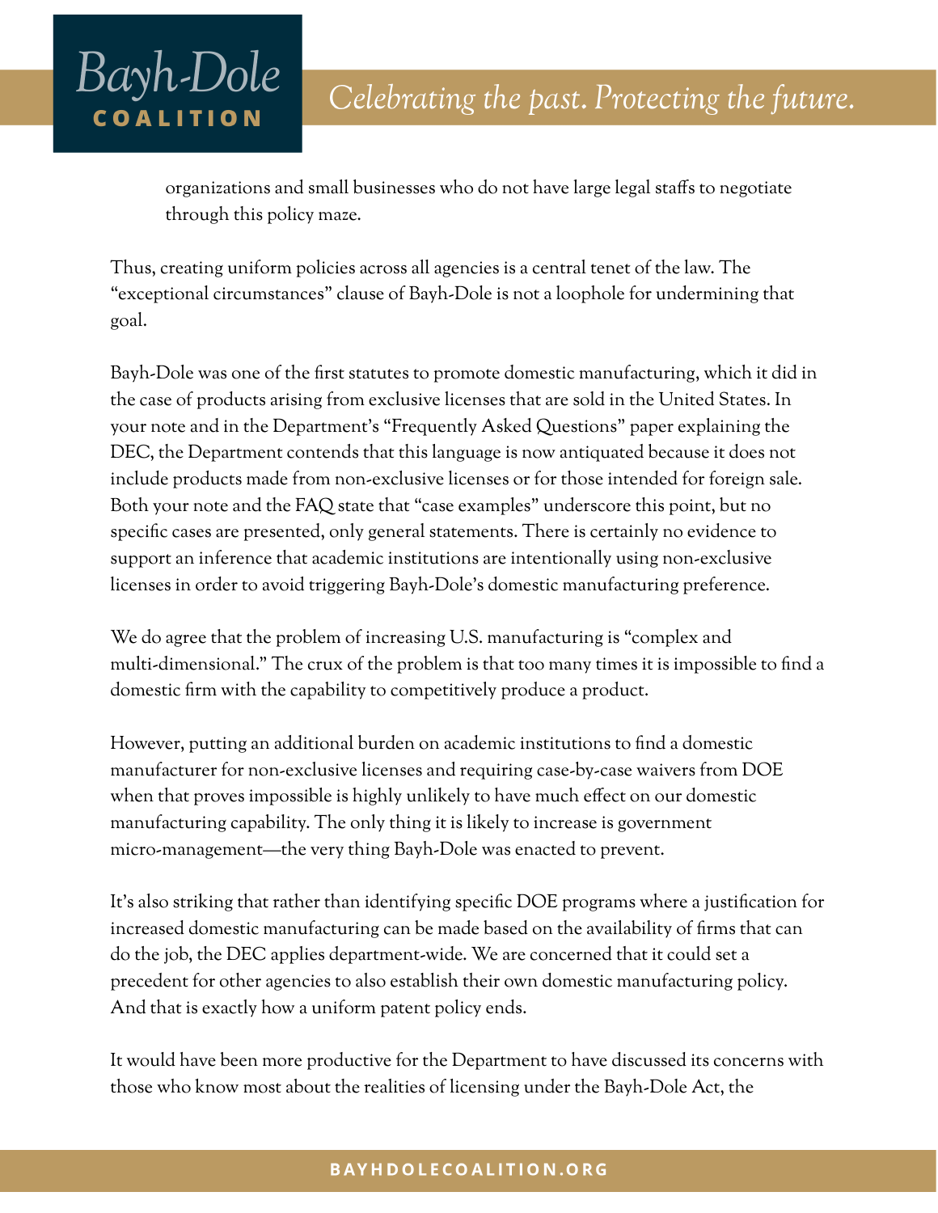organizations and small businesses who do not have large legal staffs to negotiate through this policy maze.

Thus, creating uniform policies across all agencies is a central tenet of the law. The "exceptional circumstances" clause of Bayh-Dole is not a loophole for undermining that goal.

Bayh-Dole was one of the first statutes to promote domestic manufacturing, which it did in the case of products arising from exclusive licenses that are sold in the United States. In your note and in the Department's "Frequently Asked Questions" paper explaining the DEC, the Department contends that this language is now antiquated because it does not include products made from non-exclusive licenses or for those intended for foreign sale. Both your note and the FAQ state that "case examples" underscore this point, but no specific cases are presented, only general statements. There is certainly no evidence to support an inference that academic institutions are intentionally using non-exclusive licenses in order to avoid triggering Bayh-Dole's domestic manufacturing preference.

We do agree that the problem of increasing U.S. manufacturing is "complex and multi-dimensional." The crux of the problem is that too many times it is impossible to find a domestic firm with the capability to competitively produce a product.

However, putting an additional burden on academic institutions to find a domestic manufacturer for non-exclusive licenses and requiring case-by-case waivers from DOE when that proves impossible is highly unlikely to have much effect on our domestic manufacturing capability. The only thing it is likely to increase is government micro-management—the very thing Bayh-Dole was enacted to prevent.

It's also striking that rather than identifying specific DOE programs where a justification for increased domestic manufacturing can be made based on the availability of firms that can do the job, the DEC applies department-wide. We are concerned that it could set a precedent for other agencies to also establish their own domestic manufacturing policy. And that is exactly how a uniform patent policy ends.

It would have been more productive for the Department to have discussed its concerns with those who know most about the realities of licensing under the Bayh-Dole Act, the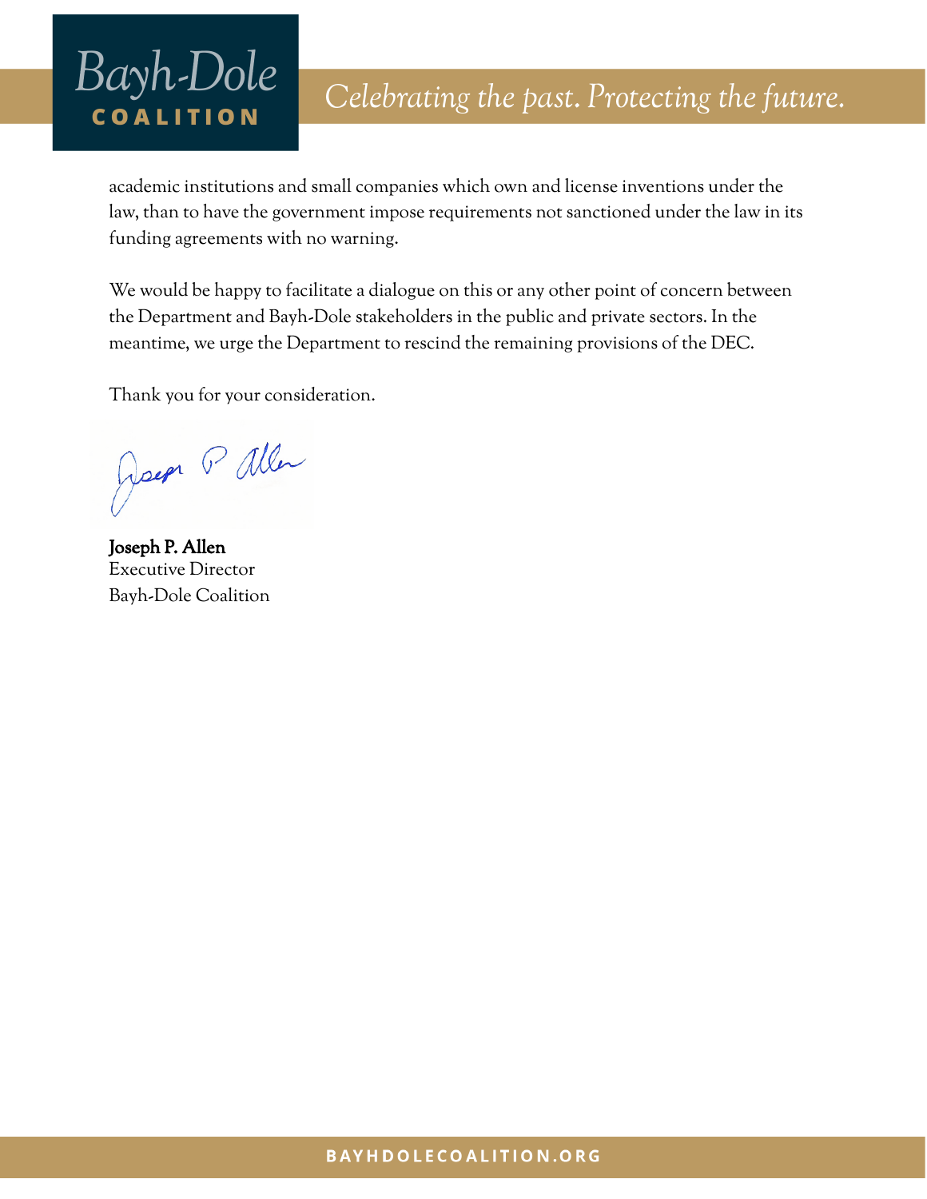academic institutions and small companies which own and license inventions under the law, than to have the government impose requirements not sanctioned under the law in its funding agreements with no warning.

We would be happy to facilitate a dialogue on this or any other point of concern between the Department and Bayh-Dole stakeholders in the public and private sectors. In the meantime, we urge the Department to rescind the remaining provisions of the DEC.

Thank you for your consideration.

**Joseph P. Allen**
Executive Director
Bayh-Dole Coalition